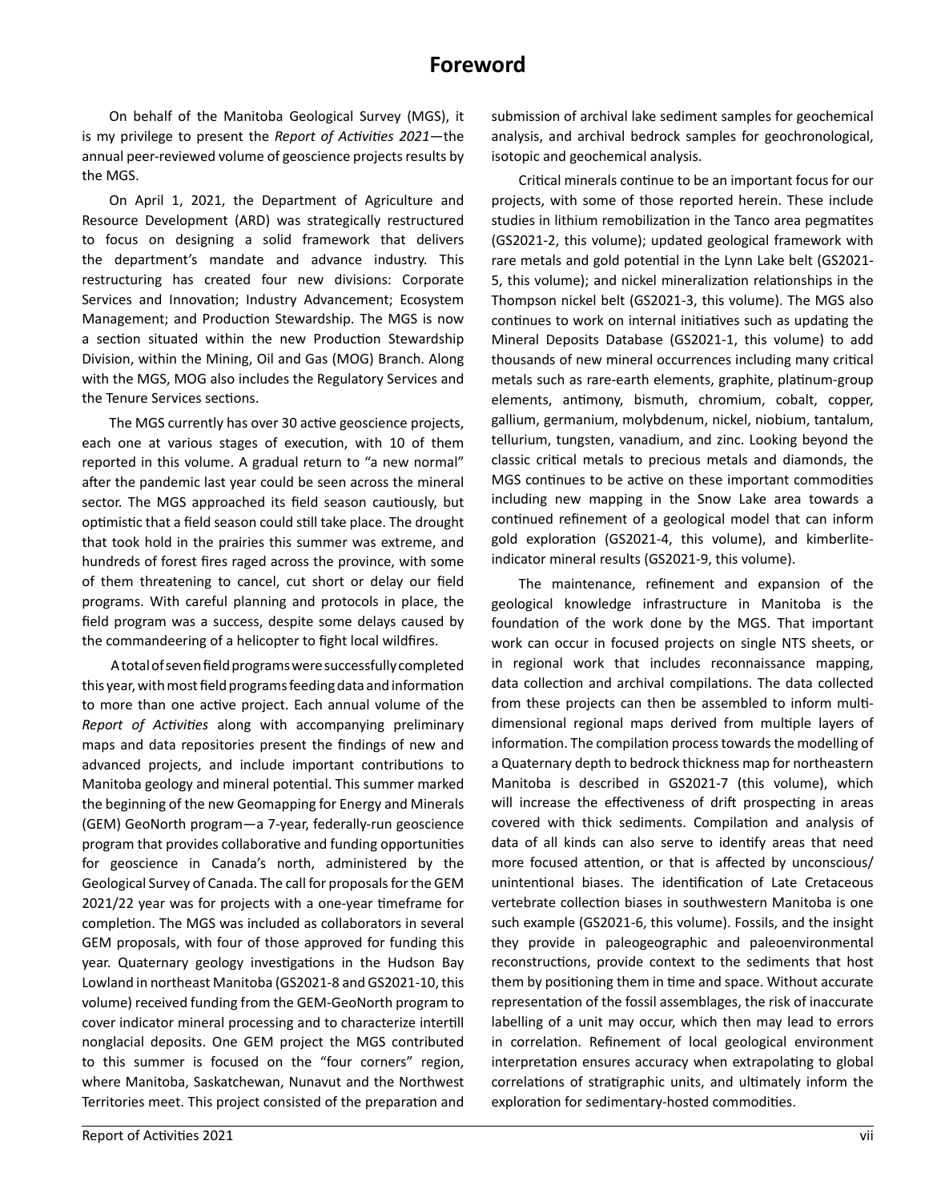# Foreword

On behalf of the Manitoba Geological Survey (MGS), it is my privilege to present the *Report of Activities 2021*—the annual peer-reviewed volume of geoscience projects results by the MGS.

On April 1, 2021, the Department of Agriculture and Resource Development (ARD) was strategically restructured to focus on designing a solid framework that delivers the department's mandate and advance industry. This restructuring has created four new divisions: Corporate Services and Innovation; Industry Advancement; Ecosystem Management; and Production Stewardship. The MGS is now a section situated within the new Production Stewardship Division, within the Mining, Oil and Gas (MOG) Branch. Along with the MGS, MOG also includes the Regulatory Services and the Tenure Services sections.

The MGS currently has over 30 active geoscience projects, each one at various stages of execution, with 10 of them reported in this volume. A gradual return to "a new normal" after the pandemic last year could be seen across the mineral sector. The MGS approached its field season cautiously, but optimistic that a field season could still take place. The drought that took hold in the prairies this summer was extreme, and hundreds of forest fires raged across the province, with some of them threatening to cancel, cut short or delay our field programs. With careful planning and protocols in place, the field program was a success, despite some delays caused by the commandeering of a helicopter to fight local wildfires.

A total of seven field programs were successfully completed this year, with most field programs feeding data and information to more than one active project. Each annual volume of the *Report of Activities* along with accompanying preliminary maps and data repositories present the findings of new and advanced projects, and include important contributions to Manitoba geology and mineral potential. This summer marked the beginning of the new Geomapping for Energy and Minerals (GEM) GeoNorth program—a 7-year, federally-run geoscience program that provides collaborative and funding opportunities for geoscience in Canada's north, administered by the Geological Survey of Canada. The call for proposals for the GEM 2021/22 year was for projects with a one-year timeframe for completion. The MGS was included as collaborators in several GEM proposals, with four of those approved for funding this year. Quaternary geology investigations in the Hudson Bay Lowland in northeast Manitoba (GS2021-8 and GS2021-10, this volume) received funding from the GEM-GeoNorth program to cover indicator mineral processing and to characterize intertill nonglacial deposits. One GEM project the MGS contributed to this summer is focused on the "four corners" region, where Manitoba, Saskatchewan, Nunavut and the Northwest Territories meet. This project consisted of the preparation and submission of archival lake sediment samples for geochemical analysis, and archival bedrock samples for geochronological, isotopic and geochemical analysis.

Critical minerals continue to be an important focus for our projects, with some of those reported herein. These include studies in lithium remobilization in the Tanco area pegmatites (GS2021-2, this volume); updated geological framework with rare metals and gold potential in the Lynn Lake belt (GS2021-5, this volume); and nickel mineralization relationships in the Thompson nickel belt (GS2021-3, this volume). The MGS also continues to work on internal initiatives such as updating the Mineral Deposits Database (GS2021-1, this volume) to add thousands of new mineral occurrences including many critical metals such as rare-earth elements, graphite, platinum-group elements, antimony, bismuth, chromium, cobalt, copper, gallium, germanium, molybdenum, nickel, niobium, tantalum, tellurium, tungsten, vanadium, and zinc. Looking beyond the classic critical metals to precious metals and diamonds, the MGS continues to be active on these important commodities including new mapping in the Snow Lake area towards a continued refinement of a geological model that can inform gold exploration (GS2021-4, this volume), and kimberlite-indicator mineral results (GS2021-9, this volume).

The maintenance, refinement and expansion of the geological knowledge infrastructure in Manitoba is the foundation of the work done by the MGS. That important work can occur in focused projects on single NTS sheets, or in regional work that includes reconnaissance mapping, data collection and archival compilations. The data collected from these projects can then be assembled to inform multi-dimensional regional maps derived from multiple layers of information. The compilation process towards the modelling of a Quaternary depth to bedrock thickness map for northeastern Manitoba is described in GS2021-7 (this volume), which will increase the effectiveness of drift prospecting in areas covered with thick sediments. Compilation and analysis of data of all kinds can also serve to identify areas that need more focused attention, or that is affected by unconscious/unintentional biases. The identification of Late Cretaceous vertebrate collection biases in southwestern Manitoba is one such example (GS2021-6, this volume). Fossils, and the insight they provide in paleogeographic and paleoenvironmental reconstructions, provide context to the sediments that host them by positioning them in time and space. Without accurate representation of the fossil assemblages, the risk of inaccurate labelling of a unit may occur, which then may lead to errors in correlation. Refinement of local geological environment interpretation ensures accuracy when extrapolating to global correlations of stratigraphic units, and ultimately inform the exploration for sedimentary-hosted commodities.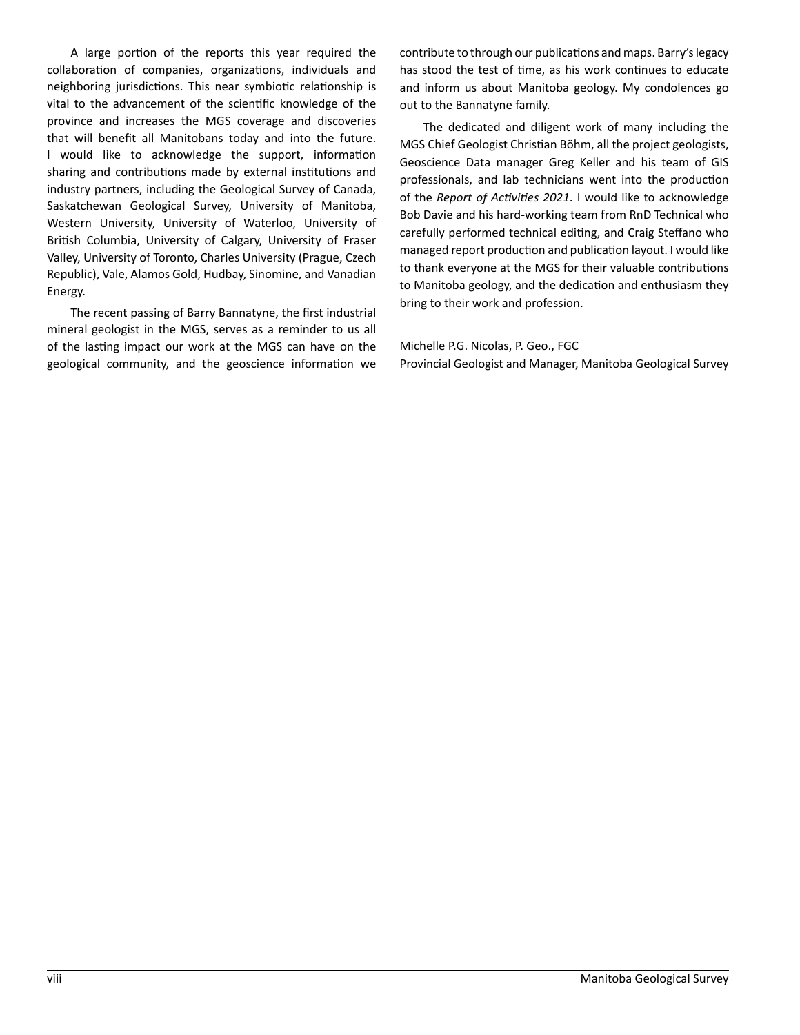A large portion of the reports this year required the collaboration of companies, organizations, individuals and neighboring jurisdictions. This near symbiotic relationship is vital to the advancement of the scientific knowledge of the province and increases the MGS coverage and discoveries that will benefit all Manitobans today and into the future. I would like to acknowledge the support, information sharing and contributions made by external institutions and industry partners, including the Geological Survey of Canada, Saskatchewan Geological Survey, University of Manitoba, Western University, University of Waterloo, University of British Columbia, University of Calgary, University of Fraser Valley, University of Toronto, Charles University (Prague, Czech Republic), Vale, Alamos Gold, Hudbay, Sinomine, and Vanadian Energy.

The recent passing of Barry Bannatyne, the first industrial mineral geologist in the MGS, serves as a reminder to us all of the lasting impact our work at the MGS can have on the geological community, and the geoscience information we contribute to through our publications and maps. Barry's legacy has stood the test of time, as his work continues to educate and inform us about Manitoba geology. My condolences go out to the Bannatyne family.

The dedicated and diligent work of many including the MGS Chief Geologist Christian Böhm, all the project geologists, Geoscience Data manager Greg Keller and his team of GIS professionals, and lab technicians went into the production of the *Report of Activities 2021*. I would like to acknowledge Bob Davie and his hard-working team from RnD Technical who carefully performed technical editing, and Craig Steffano who managed report production and publication layout. I would like to thank everyone at the MGS for their valuable contributions to Manitoba geology, and the dedication and enthusiasm they bring to their work and profession.

Michelle P.G. Nicolas, P. Geo., FGC
Provincial Geologist and Manager, Manitoba Geological Survey